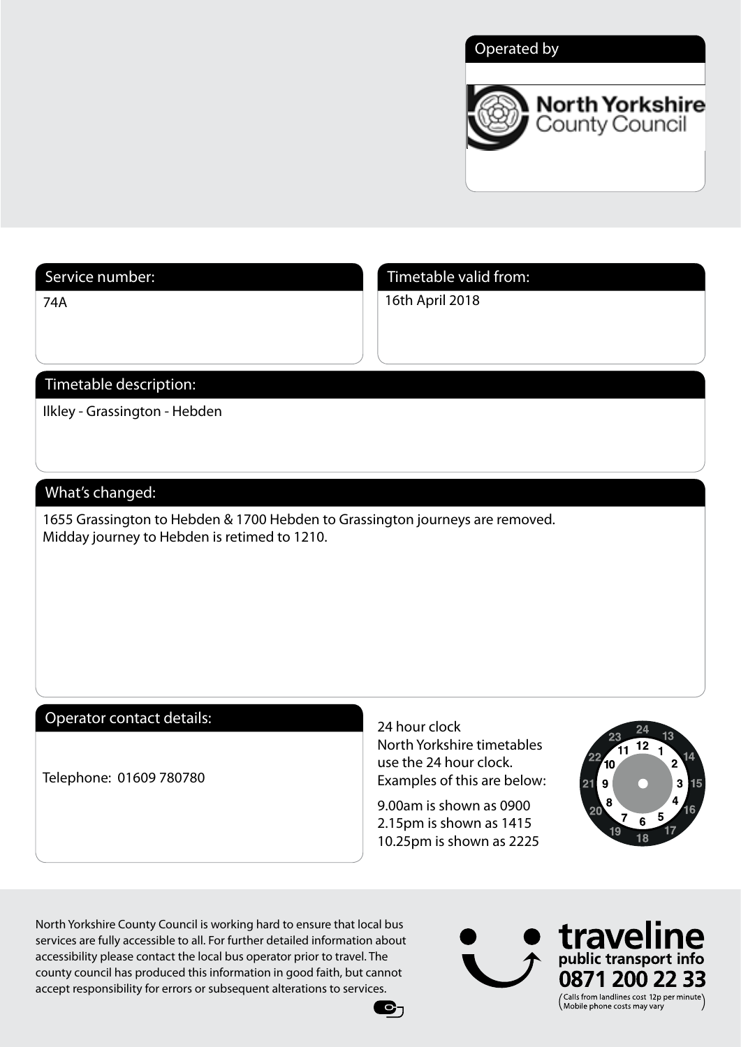Operated by

North Yorkshire County Council

## Service number:

74A

## Timetable valid from:

16th April 2018

## Timetable description:

Ilkley - Grassington - Hebden

## What's changed:

1655 Grassington to Hebden & 1700 Hebden to Grassington journeys are removed.
Midday journey to Hebden is retimed to 1210.

## Operator contact details:

Telephone: 01609 780780

24 hour clock
North Yorkshire timetables use the 24 hour clock.
Examples of this are below:

9.00am is shown as 0900
2.15pm is shown as 1415
10.25pm is shown as 2225

North Yorkshire County Council is working hard to ensure that local bus services are fully accessible to all. For further detailed information about accessibility please contact the local bus operator prior to travel. The county council has produced this information in good faith, but cannot accept responsibility for errors or subsequent alterations to services.

traveline
public transport info
0871 200 22 33
(Calls from landlines cost 12p per minute. Mobile phone costs may vary)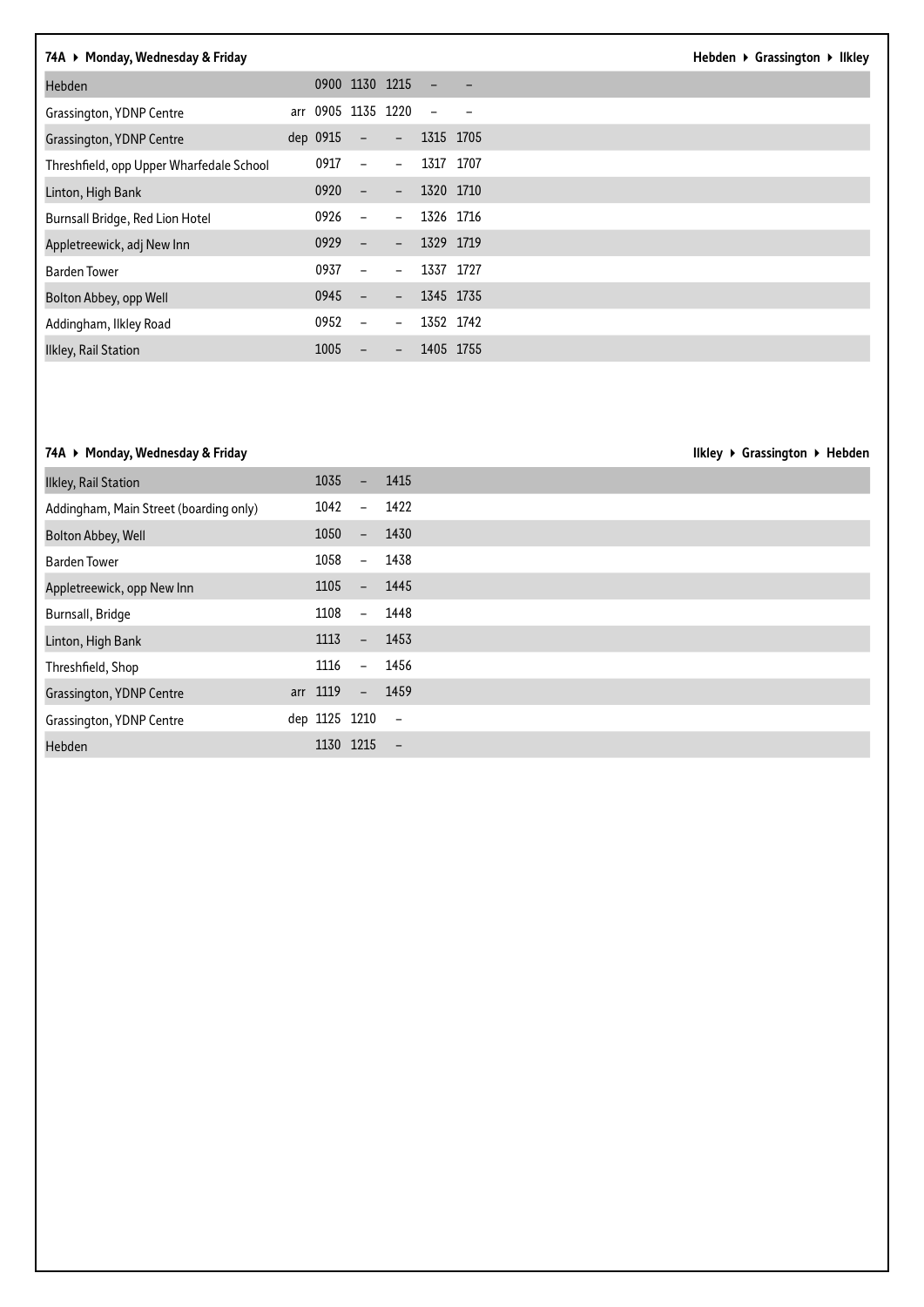## 74A ▸ Monday, Wednesday & Friday

**Hebden ▸ Grassington ▸ Ilkley**

| | | | | | | |
|---|---|---|---|---|---|---|
| Hebden | | 0900 | 1130 | 1215 | – | – |
| Grassington, YDNP Centre | arr | 0905 | 1135 | 1220 | – | – |
| Grassington, YDNP Centre | dep | 0915 | – | – | 1315 | 1705 |
| Threshfield, opp Upper Wharfedale School | | 0917 | – | – | 1317 | 1707 |
| Linton, High Bank | | 0920 | – | – | 1320 | 1710 |
| Burnsall Bridge, Red Lion Hotel | | 0926 | – | – | 1326 | 1716 |
| Appletreewick, adj New Inn | | 0929 | – | – | 1329 | 1719 |
| Barden Tower | | 0937 | – | – | 1337 | 1727 |
| Bolton Abbey, opp Well | | 0945 | – | – | 1345 | 1735 |
| Addingham, Ilkley Road | | 0952 | – | – | 1352 | 1742 |
| Ilkley, Rail Station | | 1005 | – | – | 1405 | 1755 |

## 74A ▸ Monday, Wednesday & Friday

**Ilkley ▸ Grassington ▸ Hebden**

| | | | | |
|---|---|---|---|---|
| Ilkley, Rail Station | | 1035 | – | 1415 |
| Addingham, Main Street (boarding only) | | 1042 | – | 1422 |
| Bolton Abbey, Well | | 1050 | – | 1430 |
| Barden Tower | | 1058 | – | 1438 |
| Appletreewick, opp New Inn | | 1105 | – | 1445 |
| Burnsall, Bridge | | 1108 | – | 1448 |
| Linton, High Bank | | 1113 | – | 1453 |
| Threshfield, Shop | | 1116 | – | 1456 |
| Grassington, YDNP Centre | arr | 1119 | – | 1459 |
| Grassington, YDNP Centre | dep | 1125 | 1210 | – |
| Hebden | | 1130 | 1215 | – |